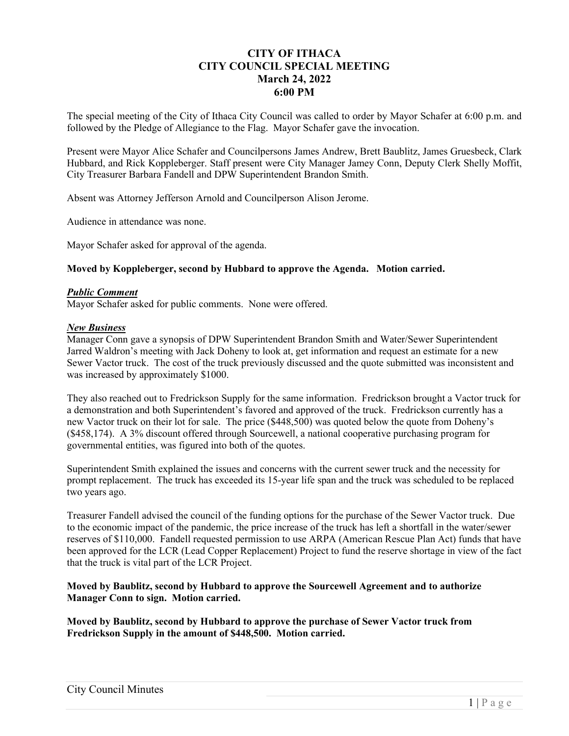# CITY OF ITHACA
## CITY COUNCIL SPECIAL MEETING
### March 24, 2022
### 6:00 PM

The special meeting of the City of Ithaca City Council was called to order by Mayor Schafer at 6:00 p.m. and followed by the Pledge of Allegiance to the Flag. Mayor Schafer gave the invocation.

Present were Mayor Alice Schafer and Councilpersons James Andrew, Brett Baublitz, James Gruesbeck, Clark Hubbard, and Rick Koppleberger. Staff present were City Manager Jamey Conn, Deputy Clerk Shelly Moffit, City Treasurer Barbara Fandell and DPW Superintendent Brandon Smith.

Absent was Attorney Jefferson Arnold and Councilperson Alison Jerome.

Audience in attendance was none.

Mayor Schafer asked for approval of the agenda.

**Moved by Koppleberger, second by Hubbard to approve the Agenda. Motion carried.**

***Public Comment***

Mayor Schafer asked for public comments. None were offered.

***New Business***

Manager Conn gave a synopsis of DPW Superintendent Brandon Smith and Water/Sewer Superintendent Jarred Waldron's meeting with Jack Doheny to look at, get information and request an estimate for a new Sewer Vactor truck. The cost of the truck previously discussed and the quote submitted was inconsistent and was increased by approximately $1000.

They also reached out to Fredrickson Supply for the same information. Fredrickson brought a Vactor truck for a demonstration and both Superintendent's favored and approved of the truck. Fredrickson currently has a new Vactor truck on their lot for sale. The price ($448,500) was quoted below the quote from Doheny's ($458,174). A 3% discount offered through Sourcewell, a national cooperative purchasing program for governmental entities, was figured into both of the quotes.

Superintendent Smith explained the issues and concerns with the current sewer truck and the necessity for prompt replacement. The truck has exceeded its 15-year life span and the truck was scheduled to be replaced two years ago.

Treasurer Fandell advised the council of the funding options for the purchase of the Sewer Vactor truck. Due to the economic impact of the pandemic, the price increase of the truck has left a shortfall in the water/sewer reserves of $110,000. Fandell requested permission to use ARPA (American Rescue Plan Act) funds that have been approved for the LCR (Lead Copper Replacement) Project to fund the reserve shortage in view of the fact that the truck is vital part of the LCR Project.

**Moved by Baublitz, second by Hubbard to approve the Sourcewell Agreement and to authorize Manager Conn to sign. Motion carried.**

**Moved by Baublitz, second by Hubbard to approve the purchase of Sewer Vactor truck from Fredrickson Supply in the amount of $448,500. Motion carried.**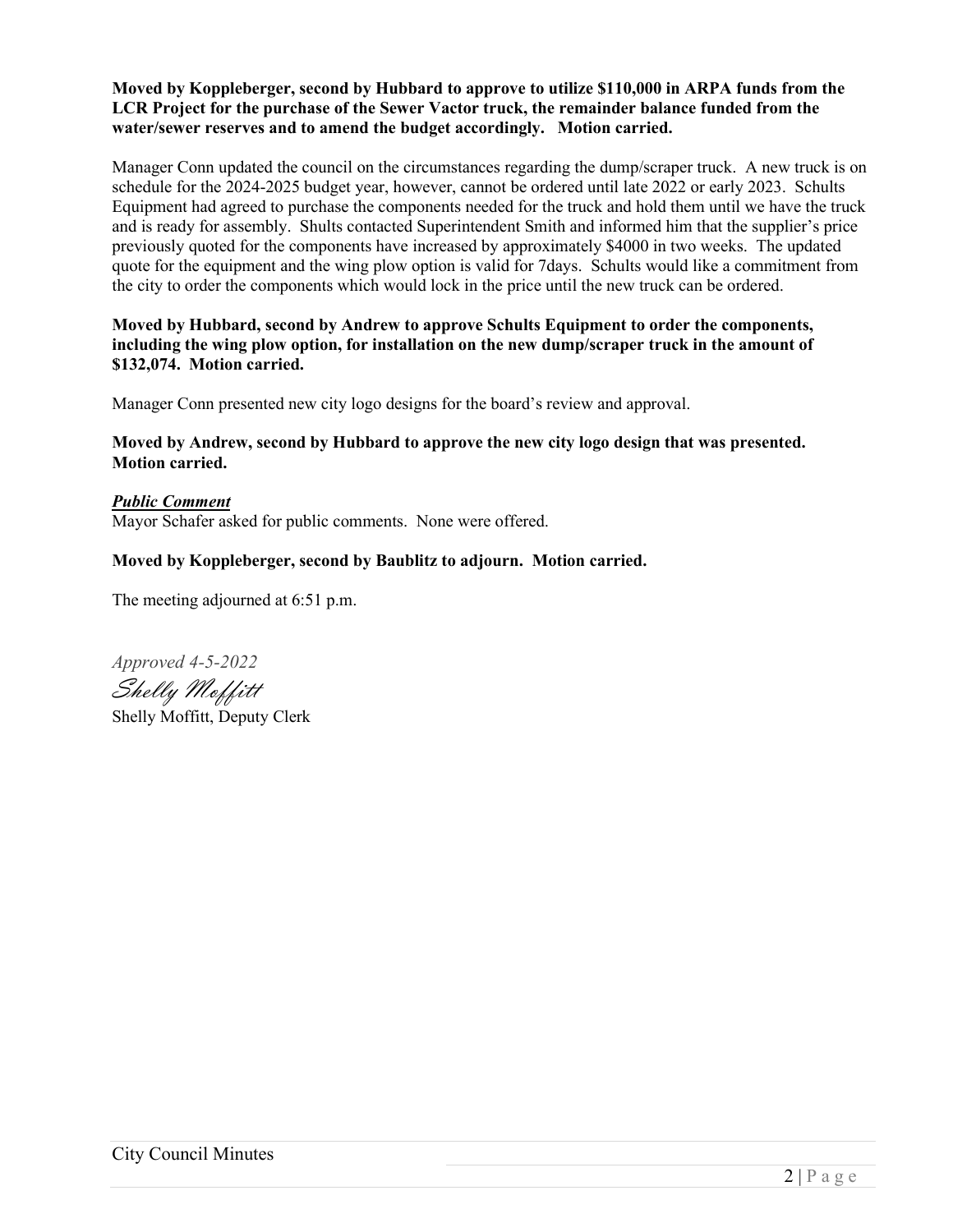**Moved by Koppleberger, second by Hubbard to approve to utilize $110,000 in ARPA funds from the LCR Project for the purchase of the Sewer Vactor truck, the remainder balance funded from the water/sewer reserves and to amend the budget accordingly. Motion carried.**

Manager Conn updated the council on the circumstances regarding the dump/scraper truck. A new truck is on schedule for the 2024-2025 budget year, however, cannot be ordered until late 2022 or early 2023. Schults Equipment had agreed to purchase the components needed for the truck and hold them until we have the truck and is ready for assembly. Shults contacted Superintendent Smith and informed him that the supplier's price previously quoted for the components have increased by approximately $4000 in two weeks. The updated quote for the equipment and the wing plow option is valid for 7days. Schults would like a commitment from the city to order the components which would lock in the price until the new truck can be ordered.

**Moved by Hubbard, second by Andrew to approve Schults Equipment to order the components, including the wing plow option, for installation on the new dump/scraper truck in the amount of $132,074. Motion carried.**

Manager Conn presented new city logo designs for the board's review and approval.

**Moved by Andrew, second by Hubbard to approve the new city logo design that was presented. Motion carried.**

***Public Comment***

Mayor Schafer asked for public comments. None were offered.

**Moved by Koppleberger, second by Baublitz to adjourn. Motion carried.**

The meeting adjourned at 6:51 p.m.

*Approved 4-5-2022*

*Shelly Moffitt*

Shelly Moffitt, Deputy Clerk